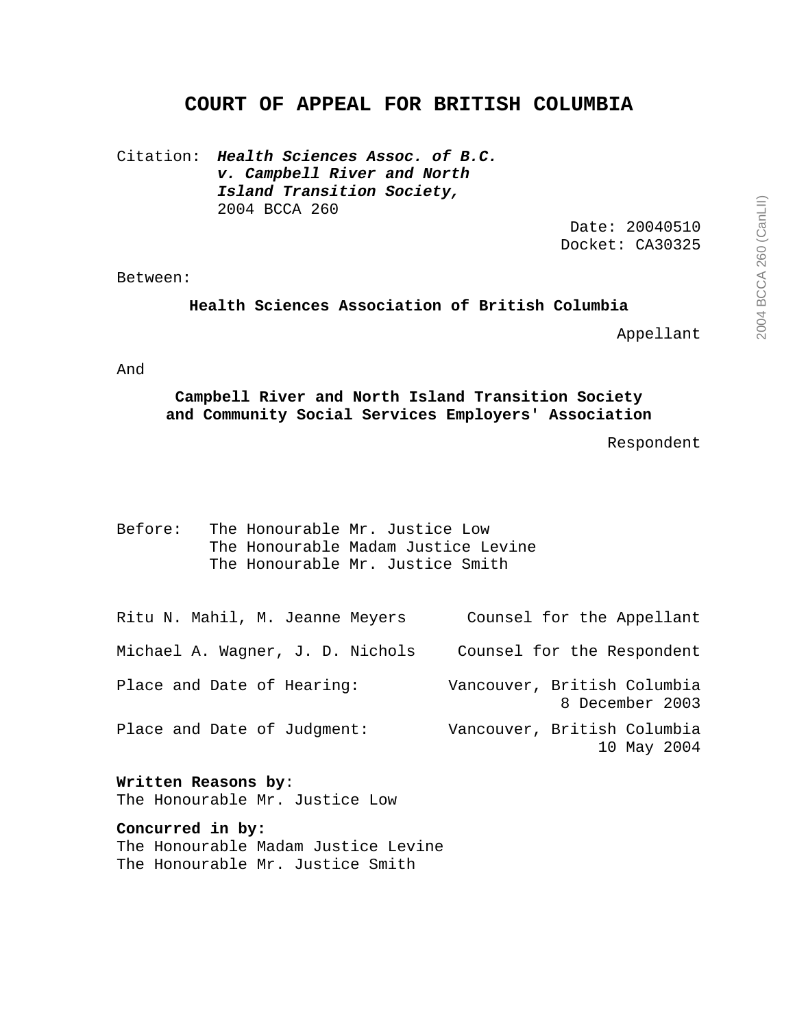# COURT OF APPEAL FOR BRITISH COLUMBIA

Citation: ***Health Sciences Assoc. of B.C. v. Campbell River and North Island Transition Society,*** 2004 BCCA 260

Date: 20040510
Docket: CA30325

Between:

**Health Sciences Association of British Columbia**

Appellant

And

**Campbell River and North Island Transition Society and Community Social Services Employers' Association**

Respondent

Before: The Honourable Mr. Justice Low
The Honourable Madam Justice Levine
The Honourable Mr. Justice Smith

| | |
|---|---|
| Ritu N. Mahil, M. Jeanne Meyers | Counsel for the Appellant |
| Michael A. Wagner, J. D. Nichols | Counsel for the Respondent |
| Place and Date of Hearing: | Vancouver, British Columbia 8 December 2003 |
| Place and Date of Judgment: | Vancouver, British Columbia 10 May 2004 |

**Written Reasons by**:
The Honourable Mr. Justice Low

**Concurred in by:**
The Honourable Madam Justice Levine
The Honourable Mr. Justice Smith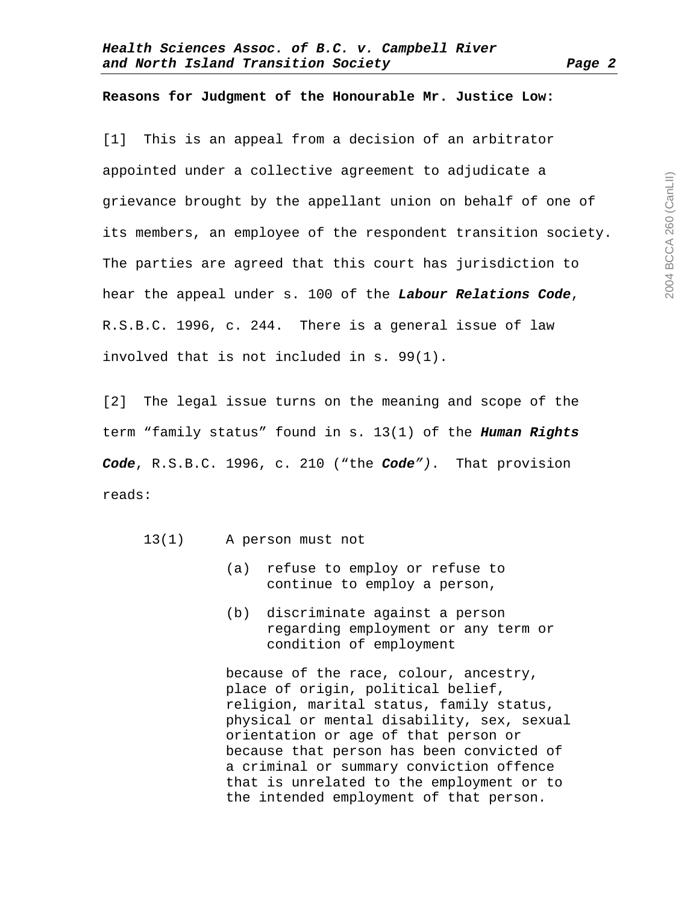**Reasons for Judgment of the Honourable Mr. Justice Low:**

[1] This is an appeal from a decision of an arbitrator appointed under a collective agreement to adjudicate a grievance brought by the appellant union on behalf of one of its members, an employee of the respondent transition society. The parties are agreed that this court has jurisdiction to hear the appeal under s. 100 of the ***Labour Relations Code***, R.S.B.C. 1996, c. 244. There is a general issue of law involved that is not included in s. 99(1).

[2] The legal issue turns on the meaning and scope of the term "family status" found in s. 13(1) of the ***Human Rights Code***, R.S.B.C. 1996, c. 210 ("the ***Code"***). That provision reads:

> 13(1) A person must not
>
> (a) refuse to employ or refuse to continue to employ a person,
>
> (b) discriminate against a person regarding employment or any term or condition of employment
>
> because of the race, colour, ancestry, place of origin, political belief, religion, marital status, family status, physical or mental disability, sex, sexual orientation or age of that person or because that person has been convicted of a criminal or summary conviction offence that is unrelated to the employment or to the intended employment of that person.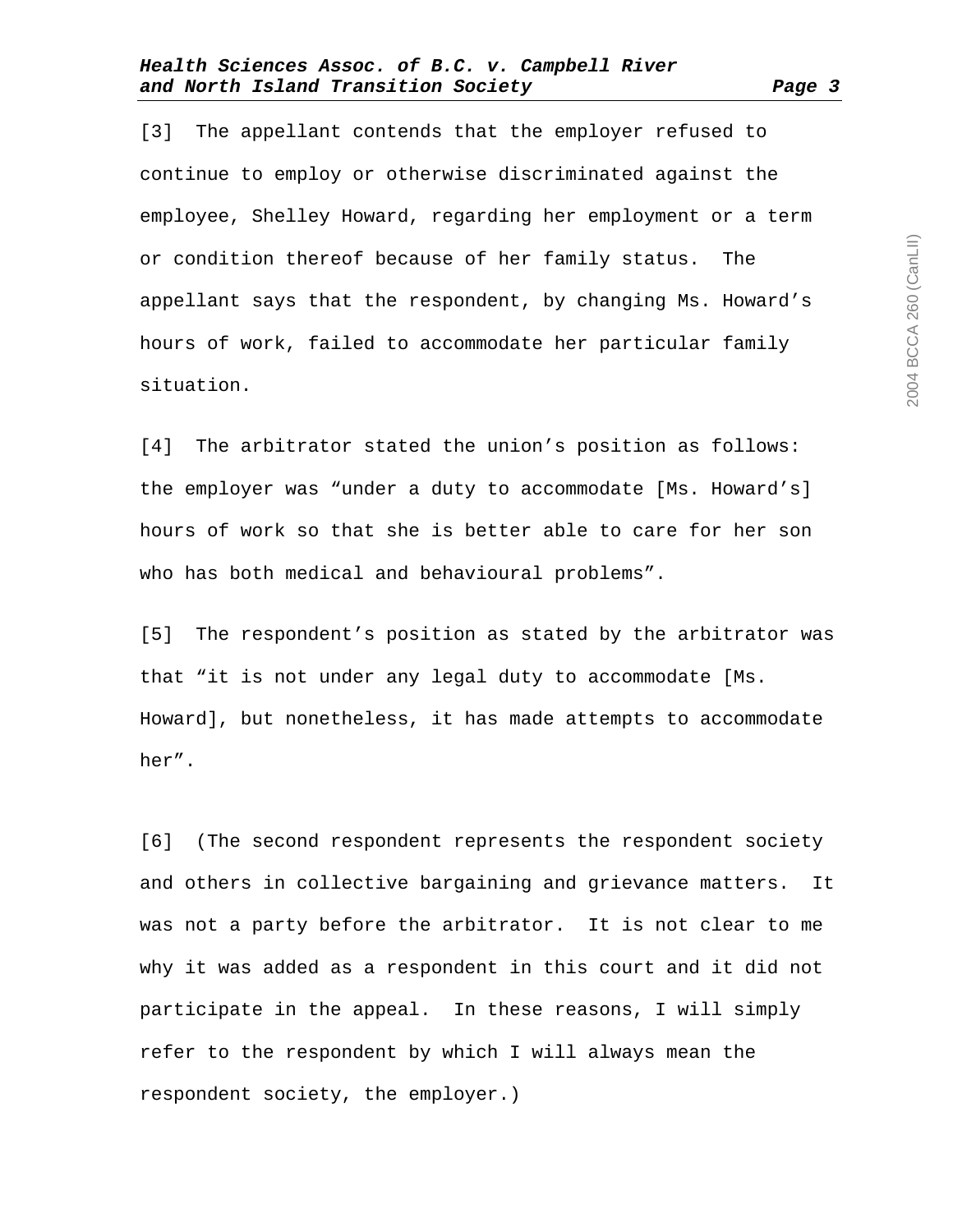[3] The appellant contends that the employer refused to continue to employ or otherwise discriminated against the employee, Shelley Howard, regarding her employment or a term or condition thereof because of her family status. The appellant says that the respondent, by changing Ms. Howard's hours of work, failed to accommodate her particular family situation.

[4] The arbitrator stated the union's position as follows: the employer was "under a duty to accommodate [Ms. Howard's] hours of work so that she is better able to care for her son who has both medical and behavioural problems".

[5] The respondent's position as stated by the arbitrator was that "it is not under any legal duty to accommodate [Ms. Howard], but nonetheless, it has made attempts to accommodate her".

[6] (The second respondent represents the respondent society and others in collective bargaining and grievance matters. It was not a party before the arbitrator. It is not clear to me why it was added as a respondent in this court and it did not participate in the appeal. In these reasons, I will simply refer to the respondent by which I will always mean the respondent society, the employer.)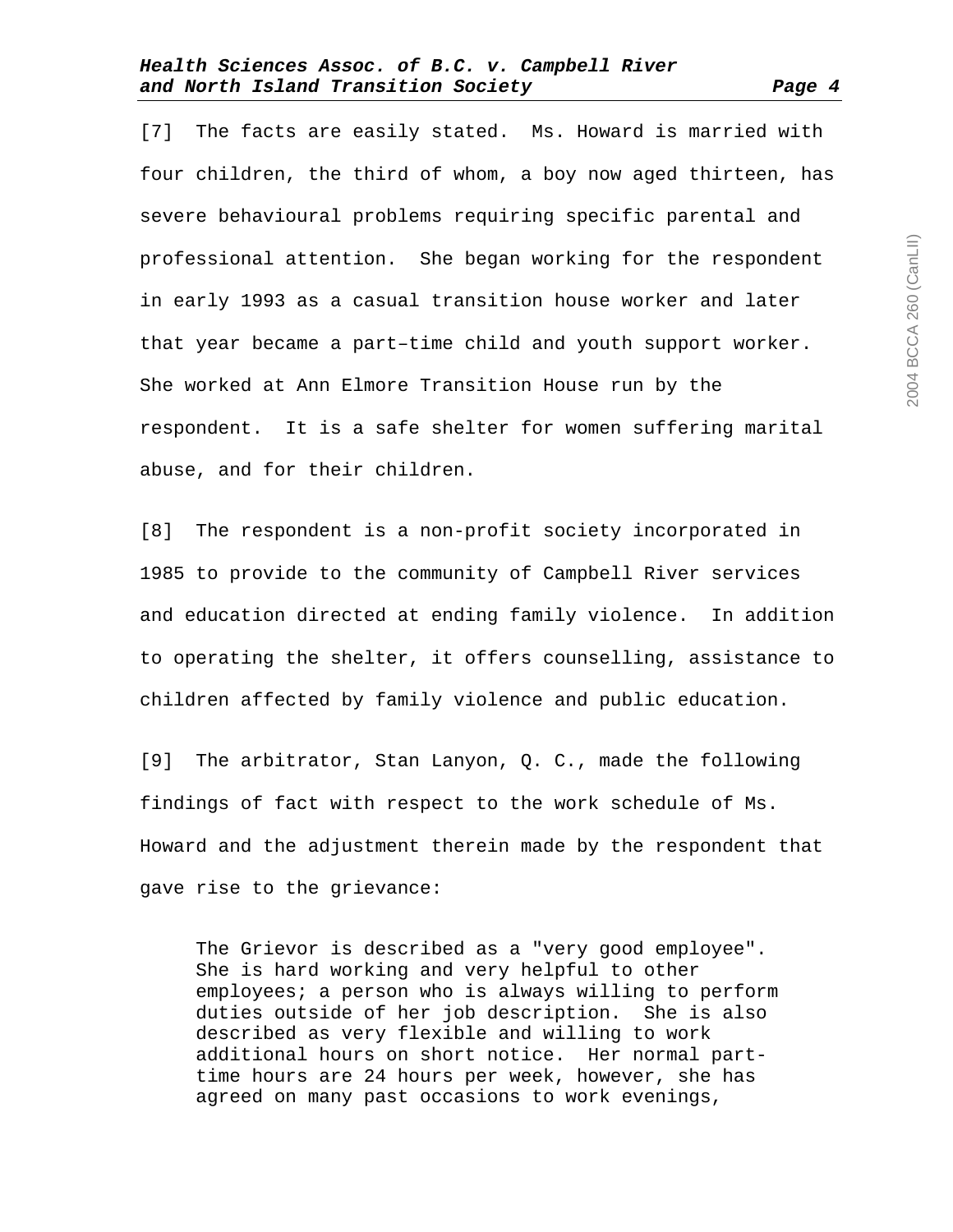[7] The facts are easily stated. Ms. Howard is married with four children, the third of whom, a boy now aged thirteen, has severe behavioural problems requiring specific parental and professional attention. She began working for the respondent in early 1993 as a casual transition house worker and later that year became a part–time child and youth support worker. She worked at Ann Elmore Transition House run by the respondent. It is a safe shelter for women suffering marital abuse, and for their children.

[8] The respondent is a non-profit society incorporated in 1985 to provide to the community of Campbell River services and education directed at ending family violence. In addition to operating the shelter, it offers counselling, assistance to children affected by family violence and public education.

[9] The arbitrator, Stan Lanyon, Q. C., made the following findings of fact with respect to the work schedule of Ms. Howard and the adjustment therein made by the respondent that gave rise to the grievance:

> The Grievor is described as a "very good employee". She is hard working and very helpful to other employees; a person who is always willing to perform duties outside of her job description. She is also described as very flexible and willing to work additional hours on short notice. Her normal part-time hours are 24 hours per week, however, she has agreed on many past occasions to work evenings,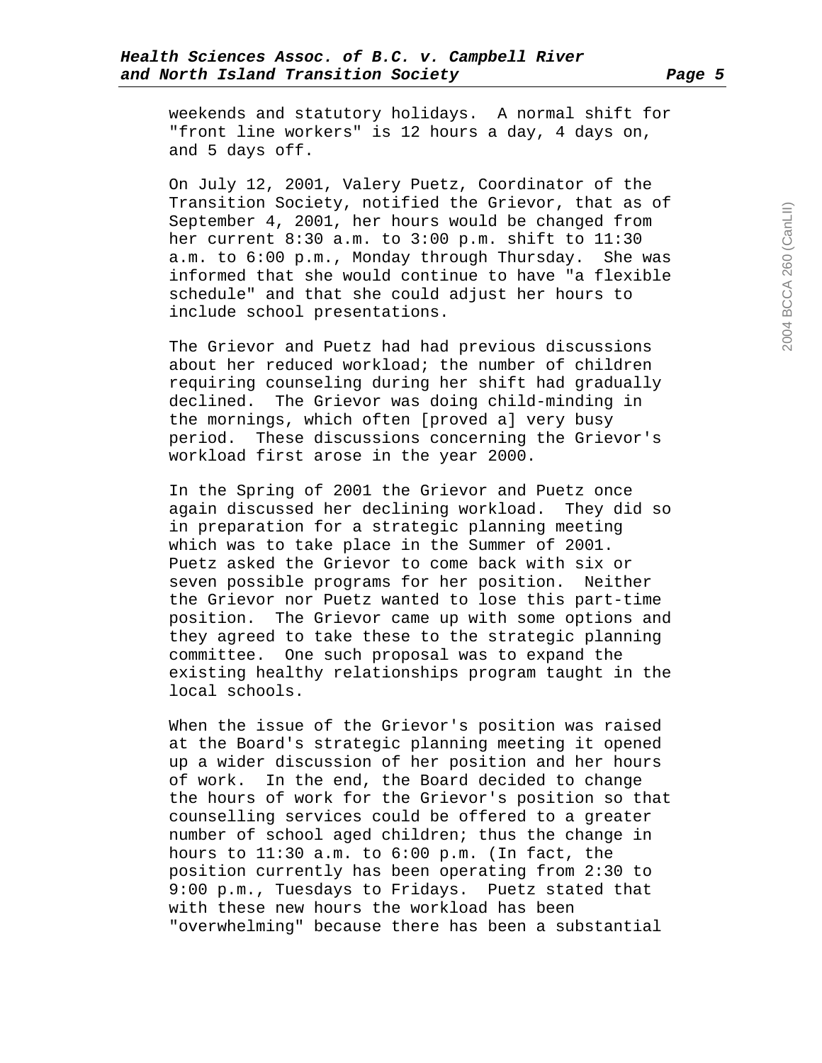weekends and statutory holidays. A normal shift for "front line workers" is 12 hours a day, 4 days on, and 5 days off.

On July 12, 2001, Valery Puetz, Coordinator of the Transition Society, notified the Grievor, that as of September 4, 2001, her hours would be changed from her current 8:30 a.m. to 3:00 p.m. shift to 11:30 a.m. to 6:00 p.m., Monday through Thursday. She was informed that she would continue to have "a flexible schedule" and that she could adjust her hours to include school presentations.

The Grievor and Puetz had had previous discussions about her reduced workload; the number of children requiring counseling during her shift had gradually declined. The Grievor was doing child-minding in the mornings, which often [proved a] very busy period. These discussions concerning the Grievor's workload first arose in the year 2000.

In the Spring of 2001 the Grievor and Puetz once again discussed her declining workload. They did so in preparation for a strategic planning meeting which was to take place in the Summer of 2001. Puetz asked the Grievor to come back with six or seven possible programs for her position. Neither the Grievor nor Puetz wanted to lose this part-time position. The Grievor came up with some options and they agreed to take these to the strategic planning committee. One such proposal was to expand the existing healthy relationships program taught in the local schools.

When the issue of the Grievor's position was raised at the Board's strategic planning meeting it opened up a wider discussion of her position and her hours of work. In the end, the Board decided to change the hours of work for the Grievor's position so that counselling services could be offered to a greater number of school aged children; thus the change in hours to 11:30 a.m. to 6:00 p.m. (In fact, the position currently has been operating from 2:30 to 9:00 p.m., Tuesdays to Fridays. Puetz stated that with these new hours the workload has been "overwhelming" because there has been a substantial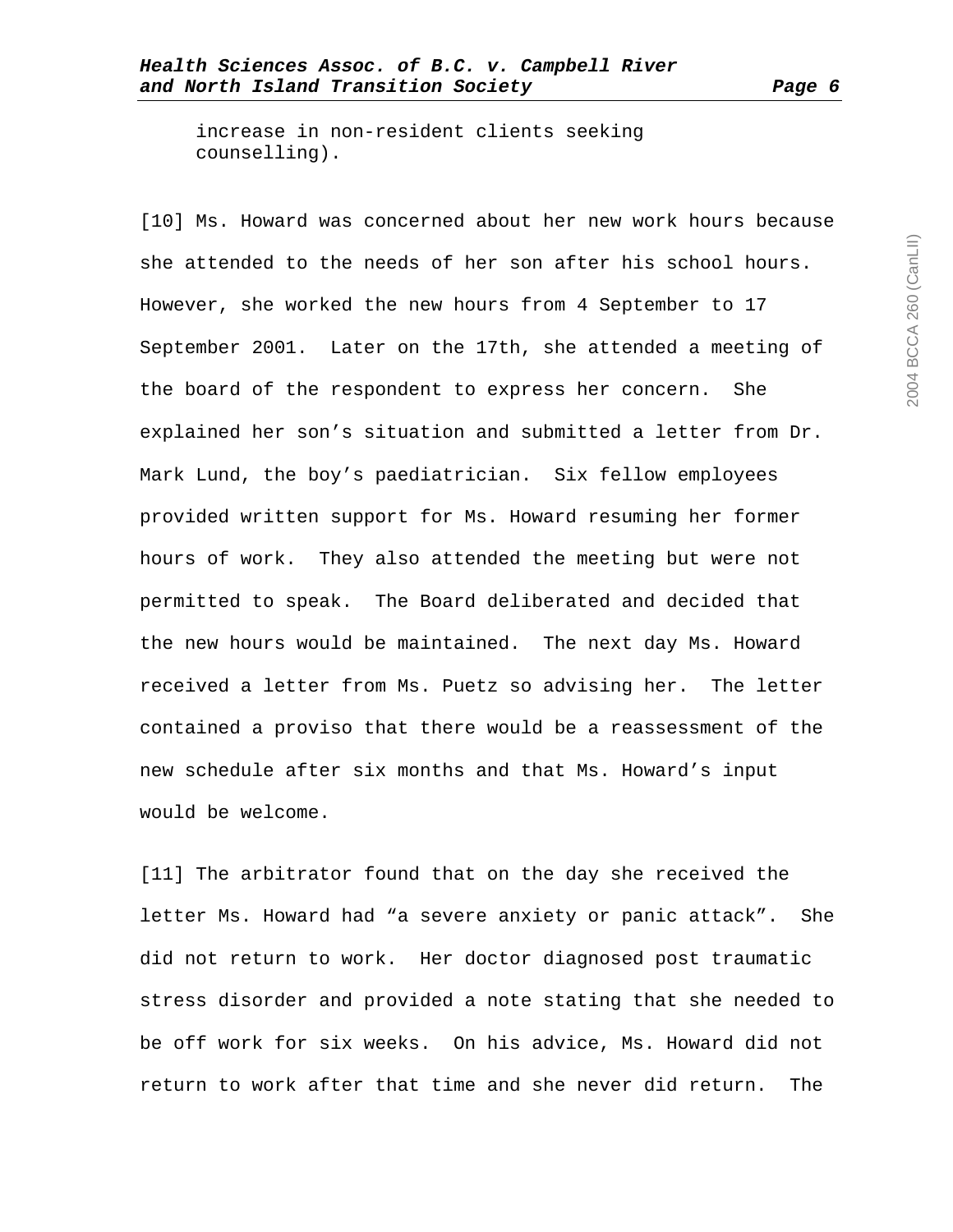increase in non-resident clients seeking counselling).

[10] Ms. Howard was concerned about her new work hours because she attended to the needs of her son after his school hours. However, she worked the new hours from 4 September to 17 September 2001. Later on the 17th, she attended a meeting of the board of the respondent to express her concern. She explained her son's situation and submitted a letter from Dr. Mark Lund, the boy's paediatrician. Six fellow employees provided written support for Ms. Howard resuming her former hours of work. They also attended the meeting but were not permitted to speak. The Board deliberated and decided that the new hours would be maintained. The next day Ms. Howard received a letter from Ms. Puetz so advising her. The letter contained a proviso that there would be a reassessment of the new schedule after six months and that Ms. Howard's input would be welcome.

[11] The arbitrator found that on the day she received the letter Ms. Howard had "a severe anxiety or panic attack". She did not return to work. Her doctor diagnosed post traumatic stress disorder and provided a note stating that she needed to be off work for six weeks. On his advice, Ms. Howard did not return to work after that time and she never did return. The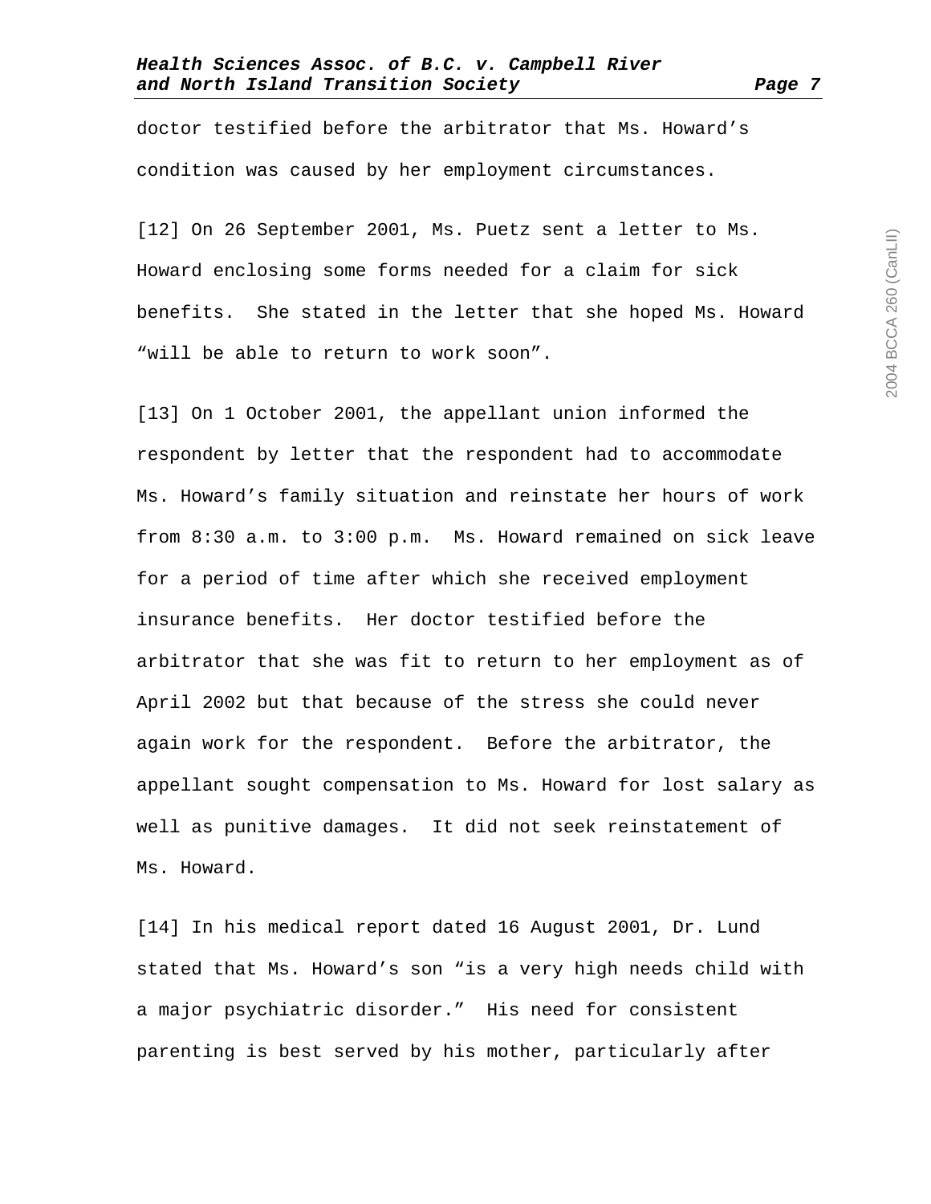doctor testified before the arbitrator that Ms. Howard's condition was caused by her employment circumstances.

[12] On 26 September 2001, Ms. Puetz sent a letter to Ms. Howard enclosing some forms needed for a claim for sick benefits. She stated in the letter that she hoped Ms. Howard "will be able to return to work soon".

[13] On 1 October 2001, the appellant union informed the respondent by letter that the respondent had to accommodate Ms. Howard's family situation and reinstate her hours of work from 8:30 a.m. to 3:00 p.m. Ms. Howard remained on sick leave for a period of time after which she received employment insurance benefits. Her doctor testified before the arbitrator that she was fit to return to her employment as of April 2002 but that because of the stress she could never again work for the respondent. Before the arbitrator, the appellant sought compensation to Ms. Howard for lost salary as well as punitive damages. It did not seek reinstatement of Ms. Howard.

[14] In his medical report dated 16 August 2001, Dr. Lund stated that Ms. Howard's son "is a very high needs child with a major psychiatric disorder." His need for consistent parenting is best served by his mother, particularly after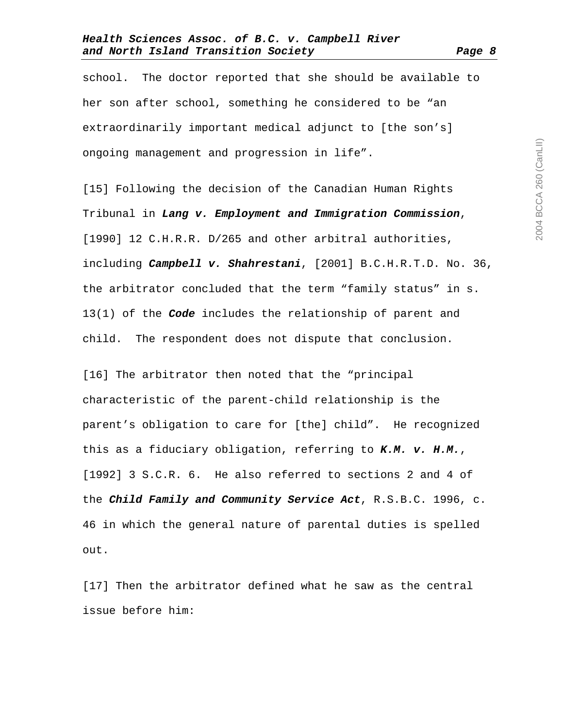school. The doctor reported that she should be available to her son after school, something he considered to be "an extraordinarily important medical adjunct to [the son's] ongoing management and progression in life".

[15] Following the decision of the Canadian Human Rights Tribunal in ***Lang v. Employment and Immigration Commission***, [1990] 12 C.H.R.R. D/265 and other arbitral authorities, including ***Campbell v. Shahrestani***, [2001] B.C.H.R.T.D. No. 36, the arbitrator concluded that the term "family status" in s. 13(1) of the ***Code*** includes the relationship of parent and child. The respondent does not dispute that conclusion.

[16] The arbitrator then noted that the "principal characteristic of the parent-child relationship is the parent's obligation to care for [the] child". He recognized this as a fiduciary obligation, referring to ***K.M. v. H.M.***, [1992] 3 S.C.R. 6. He also referred to sections 2 and 4 of the ***Child Family and Community Service Act***, R.S.B.C. 1996, c. 46 in which the general nature of parental duties is spelled out.

[17] Then the arbitrator defined what he saw as the central issue before him: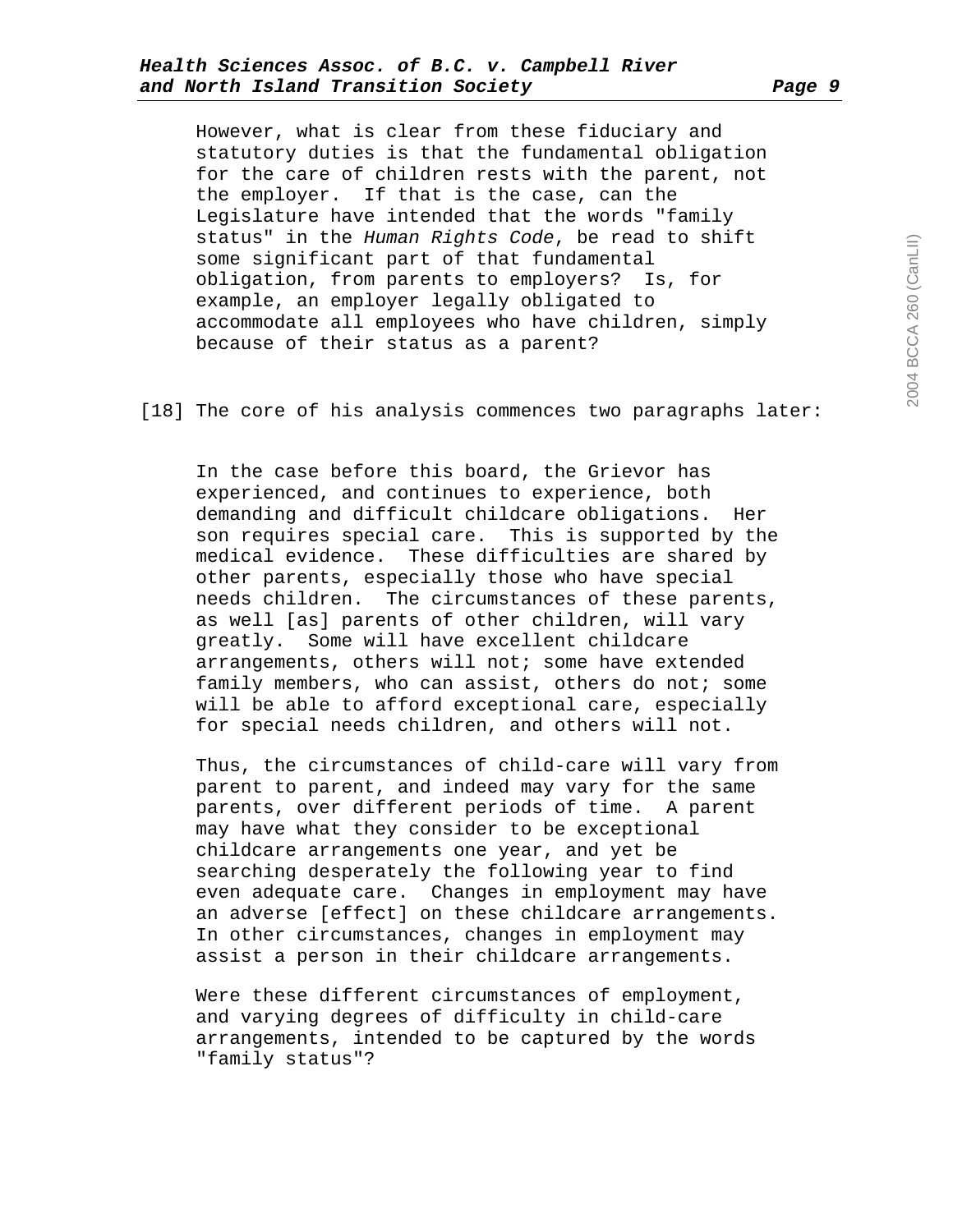> However, what is clear from these fiduciary and statutory duties is that the fundamental obligation for the care of children rests with the parent, not the employer. If that is the case, can the Legislature have intended that the words "family status" in the *Human Rights Code*, be read to shift some significant part of that fundamental obligation, from parents to employers? Is, for example, an employer legally obligated to accommodate all employees who have children, simply because of their status as a parent?

[18] The core of his analysis commences two paragraphs later:

> In the case before this board, the Grievor has experienced, and continues to experience, both demanding and difficult childcare obligations. Her son requires special care. This is supported by the medical evidence. These difficulties are shared by other parents, especially those who have special needs children. The circumstances of these parents, as well [as] parents of other children, will vary greatly. Some will have excellent childcare arrangements, others will not; some have extended family members, who can assist, others do not; some will be able to afford exceptional care, especially for special needs children, and others will not.
>
> Thus, the circumstances of child-care will vary from parent to parent, and indeed may vary for the same parents, over different periods of time. A parent may have what they consider to be exceptional childcare arrangements one year, and yet be searching desperately the following year to find even adequate care. Changes in employment may have an adverse [effect] on these childcare arrangements. In other circumstances, changes in employment may assist a person in their childcare arrangements.
>
> Were these different circumstances of employment, and varying degrees of difficulty in child-care arrangements, intended to be captured by the words "family status"?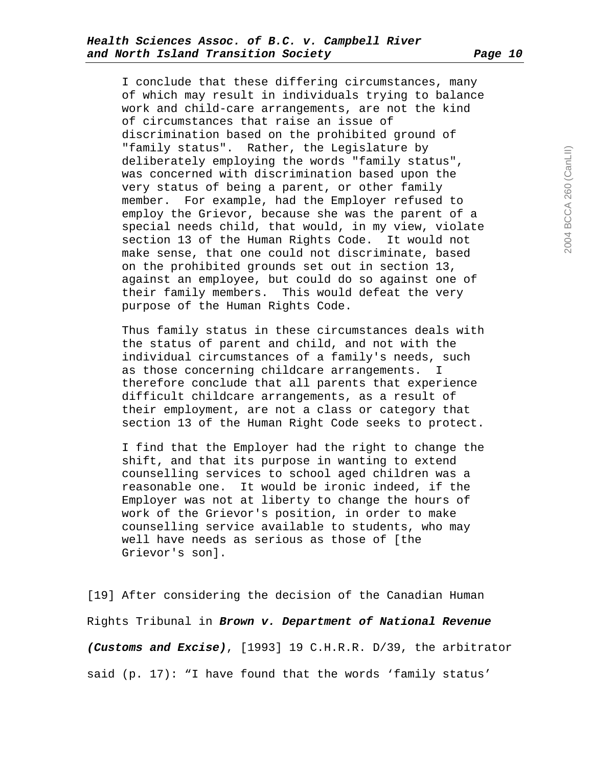> I conclude that these differing circumstances, many of which may result in individuals trying to balance work and child-care arrangements, are not the kind of circumstances that raise an issue of discrimination based on the prohibited ground of "family status". Rather, the Legislature by deliberately employing the words "family status", was concerned with discrimination based upon the very status of being a parent, or other family member. For example, had the Employer refused to employ the Grievor, because she was the parent of a special needs child, that would, in my view, violate section 13 of the Human Rights Code. It would not make sense, that one could not discriminate, based on the prohibited grounds set out in section 13, against an employee, but could do so against one of their family members. This would defeat the very purpose of the Human Rights Code.
>
> Thus family status in these circumstances deals with the status of parent and child, and not with the individual circumstances of a family's needs, such as those concerning childcare arrangements. I therefore conclude that all parents that experience difficult childcare arrangements, as a result of their employment, are not a class or category that section 13 of the Human Right Code seeks to protect.
>
> I find that the Employer had the right to change the shift, and that its purpose in wanting to extend counselling services to school aged children was a reasonable one. It would be ironic indeed, if the Employer was not at liberty to change the hours of work of the Grievor's position, in order to make counselling service available to students, who may well have needs as serious as those of [the Grievor's son].

[19] After considering the decision of the Canadian Human Rights Tribunal in ***Brown v. Department of National Revenue (Customs and Excise)***, [1993] 19 C.H.R.R. D/39, the arbitrator said (p. 17): "I have found that the words 'family status'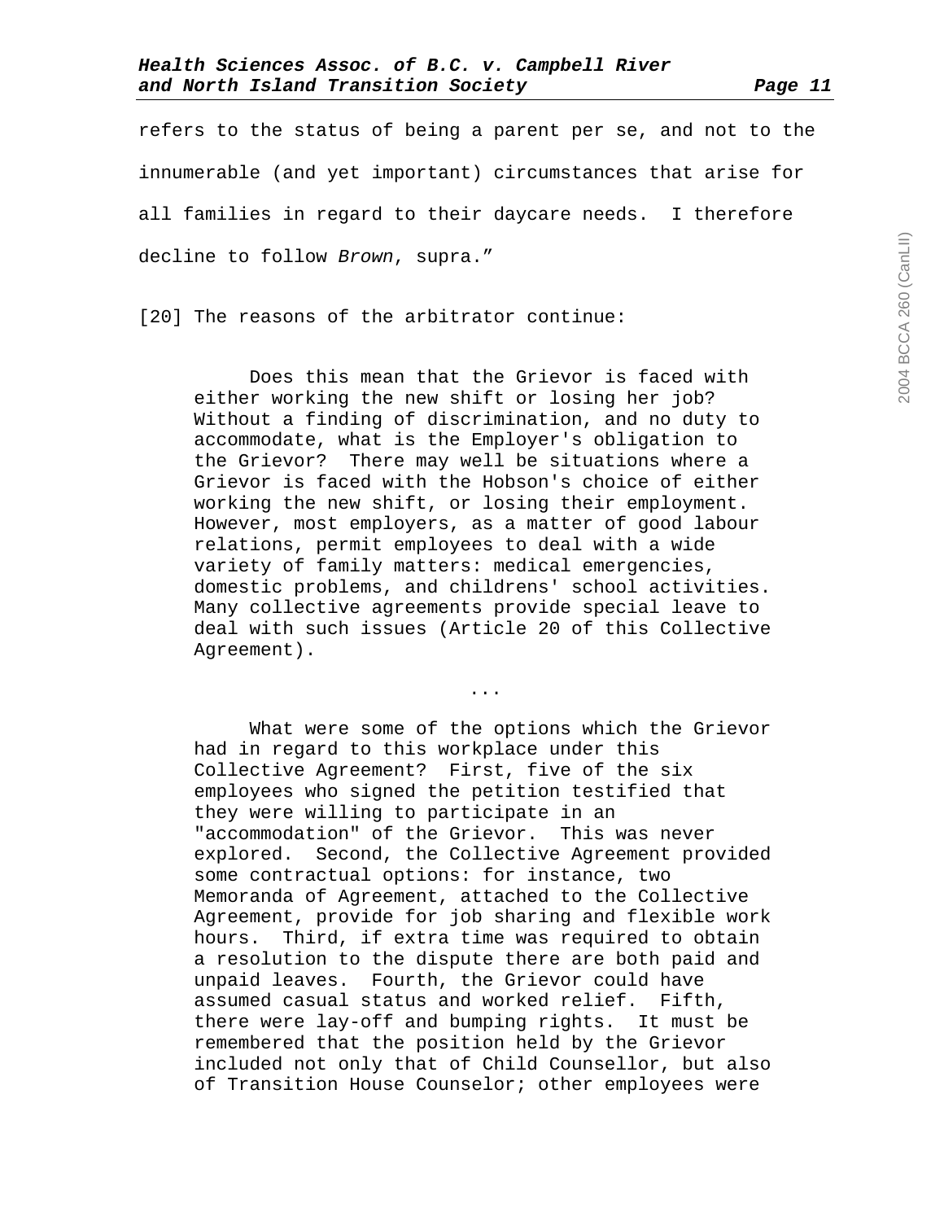refers to the status of being a parent per se, and not to the innumerable (and yet important) circumstances that arise for all families in regard to their daycare needs. I therefore decline to follow *Brown*, supra."

[20] The reasons of the arbitrator continue:

> Does this mean that the Grievor is faced with either working the new shift or losing her job? Without a finding of discrimination, and no duty to accommodate, what is the Employer's obligation to the Grievor? There may well be situations where a Grievor is faced with the Hobson's choice of either working the new shift, or losing their employment. However, most employers, as a matter of good labour relations, permit employees to deal with a wide variety of family matters: medical emergencies, domestic problems, and childrens' school activities. Many collective agreements provide special leave to deal with such issues (Article 20 of this Collective Agreement).
>
> ...
>
> What were some of the options which the Grievor had in regard to this workplace under this Collective Agreement? First, five of the six employees who signed the petition testified that they were willing to participate in an "accommodation" of the Grievor. This was never explored. Second, the Collective Agreement provided some contractual options: for instance, two Memoranda of Agreement, attached to the Collective Agreement, provide for job sharing and flexible work hours. Third, if extra time was required to obtain a resolution to the dispute there are both paid and unpaid leaves. Fourth, the Grievor could have assumed casual status and worked relief. Fifth, there were lay-off and bumping rights. It must be remembered that the position held by the Grievor included not only that of Child Counsellor, but also of Transition House Counselor; other employees were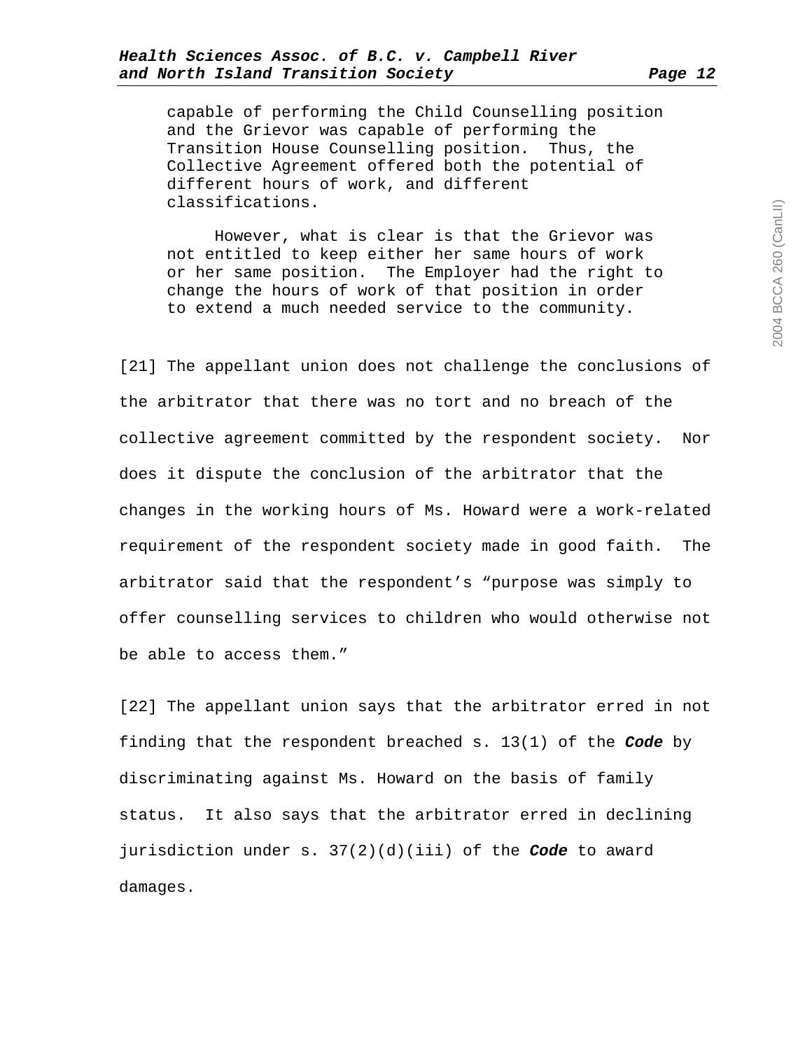> capable of performing the Child Counselling position and the Grievor was capable of performing the Transition House Counselling position. Thus, the Collective Agreement offered both the potential of different hours of work, and different classifications.
>
> However, what is clear is that the Grievor was not entitled to keep either her same hours of work or her same position. The Employer had the right to change the hours of work of that position in order to extend a much needed service to the community.

[21] The appellant union does not challenge the conclusions of the arbitrator that there was no tort and no breach of the collective agreement committed by the respondent society. Nor does it dispute the conclusion of the arbitrator that the changes in the working hours of Ms. Howard were a work-related requirement of the respondent society made in good faith. The arbitrator said that the respondent's "purpose was simply to offer counselling services to children who would otherwise not be able to access them."

[22] The appellant union says that the arbitrator erred in not finding that the respondent breached s. 13(1) of the ***Code*** by discriminating against Ms. Howard on the basis of family status. It also says that the arbitrator erred in declining jurisdiction under s. 37(2)(d)(iii) of the ***Code*** to award damages.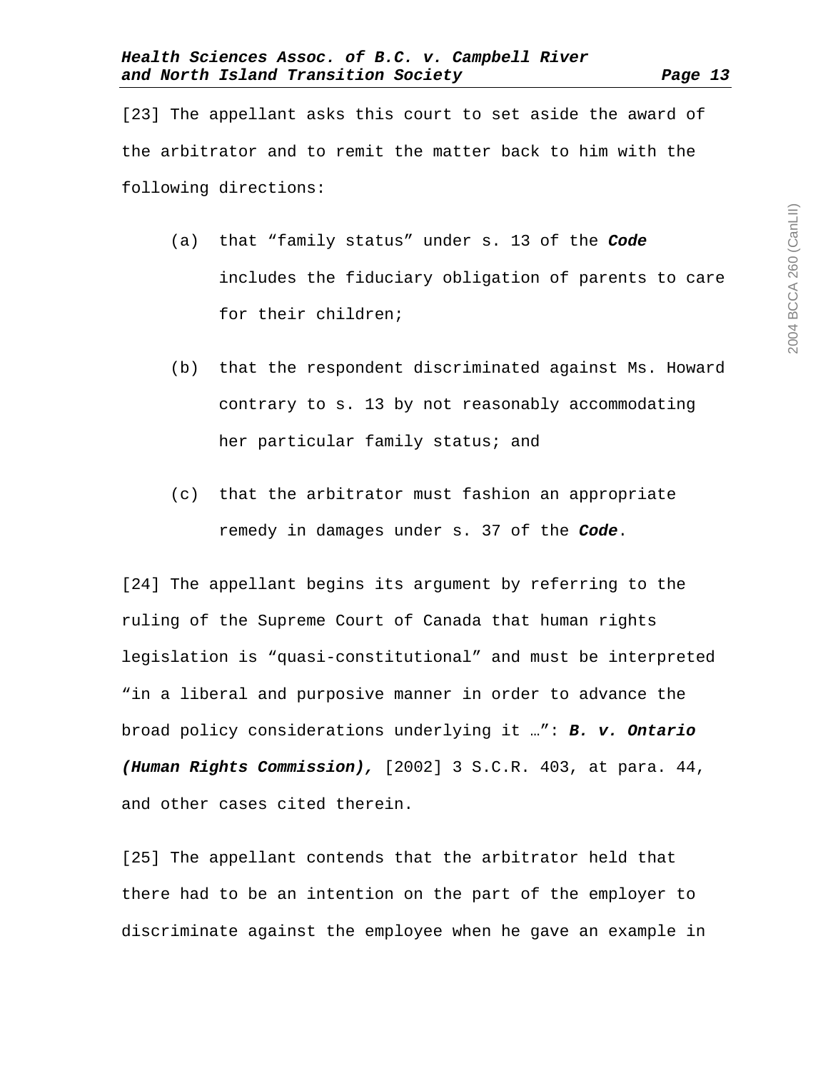[23] The appellant asks this court to set aside the award of the arbitrator and to remit the matter back to him with the following directions:

(a) that "family status" under s. 13 of the ***Code*** includes the fiduciary obligation of parents to care for their children;

(b) that the respondent discriminated against Ms. Howard contrary to s. 13 by not reasonably accommodating her particular family status; and

(c) that the arbitrator must fashion an appropriate remedy in damages under s. 37 of the ***Code***.

[24] The appellant begins its argument by referring to the ruling of the Supreme Court of Canada that human rights legislation is "quasi-constitutional" and must be interpreted "in a liberal and purposive manner in order to advance the broad policy considerations underlying it …": ***B. v. Ontario (Human Rights Commission),*** [2002] 3 S.C.R. 403, at para. 44, and other cases cited therein.

[25] The appellant contends that the arbitrator held that there had to be an intention on the part of the employer to discriminate against the employee when he gave an example in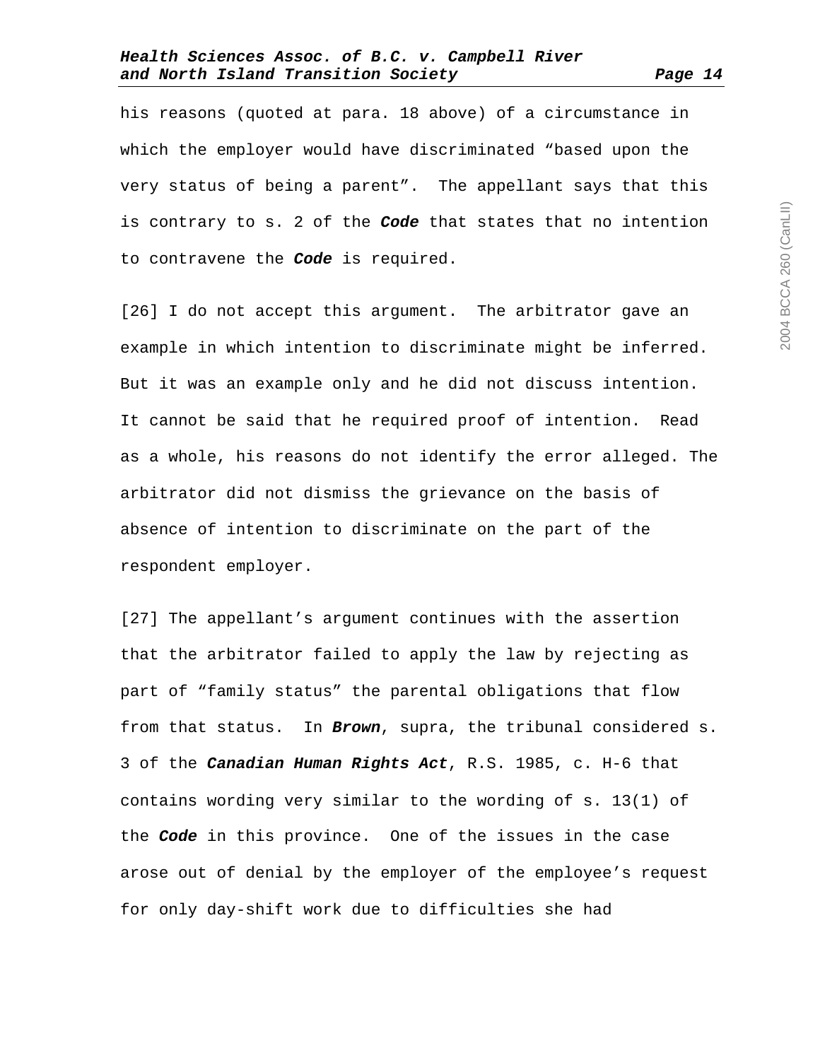his reasons (quoted at para. 18 above) of a circumstance in which the employer would have discriminated “based upon the very status of being a parent”. The appellant says that this is contrary to s. 2 of the ***Code*** that states that no intention to contravene the ***Code*** is required.

[26] I do not accept this argument. The arbitrator gave an example in which intention to discriminate might be inferred. But it was an example only and he did not discuss intention. It cannot be said that he required proof of intention. Read as a whole, his reasons do not identify the error alleged. The arbitrator did not dismiss the grievance on the basis of absence of intention to discriminate on the part of the respondent employer.

[27] The appellant’s argument continues with the assertion that the arbitrator failed to apply the law by rejecting as part of “family status” the parental obligations that flow from that status. In ***Brown***, supra, the tribunal considered s. 3 of the ***Canadian Human Rights Act***, R.S. 1985, c. H-6 that contains wording very similar to the wording of s. 13(1) of the ***Code*** in this province. One of the issues in the case arose out of denial by the employer of the employee’s request for only day-shift work due to difficulties she had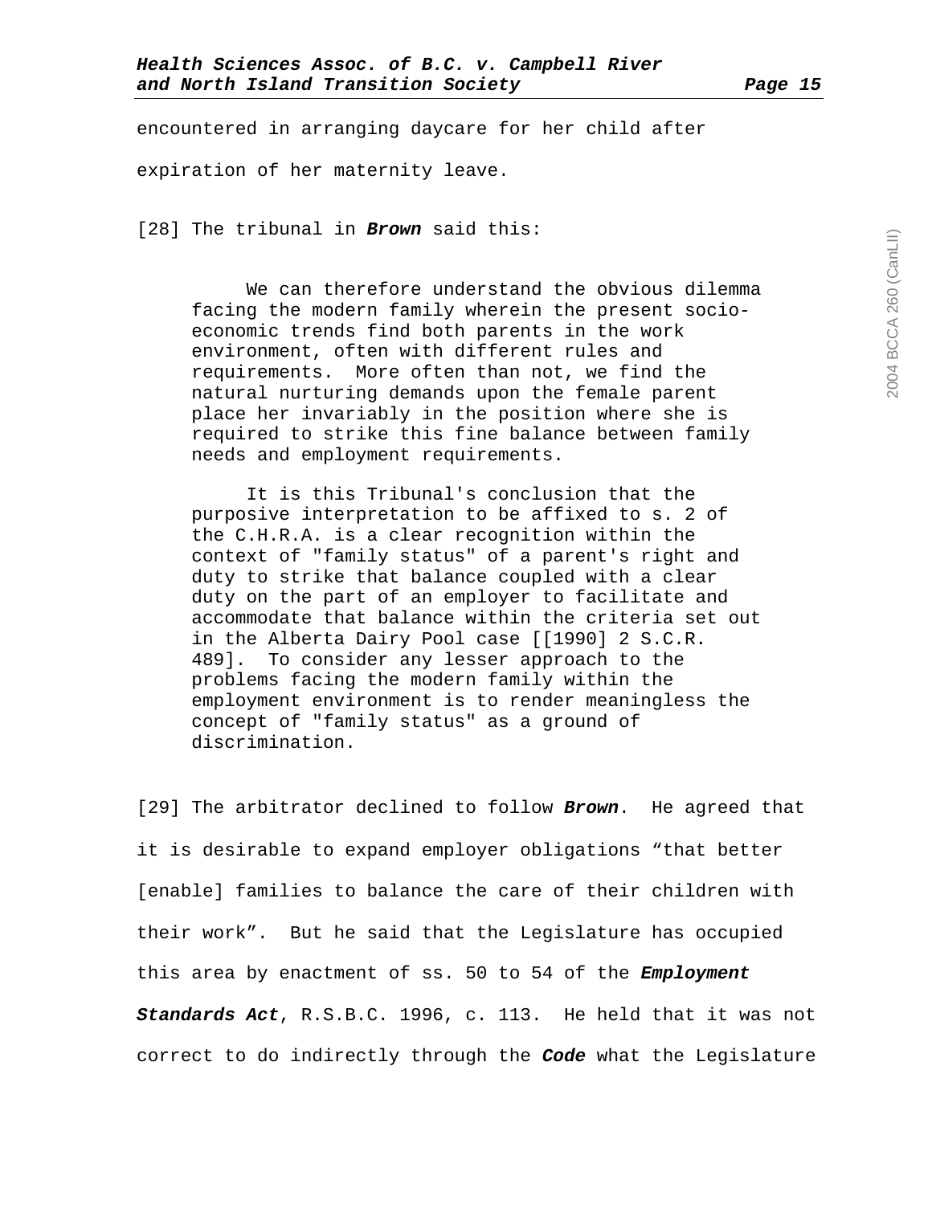encountered in arranging daycare for her child after expiration of her maternity leave.

[28] The tribunal in ***Brown*** said this:

> We can therefore understand the obvious dilemma facing the modern family wherein the present socio-economic trends find both parents in the work environment, often with different rules and requirements. More often than not, we find the natural nurturing demands upon the female parent place her invariably in the position where she is required to strike this fine balance between family needs and employment requirements.
>
> It is this Tribunal's conclusion that the purposive interpretation to be affixed to s. 2 of the C.H.R.A. is a clear recognition within the context of "family status" of a parent's right and duty to strike that balance coupled with a clear duty on the part of an employer to facilitate and accommodate that balance within the criteria set out in the Alberta Dairy Pool case [[1990] 2 S.C.R. 489]. To consider any lesser approach to the problems facing the modern family within the employment environment is to render meaningless the concept of "family status" as a ground of discrimination.

[29] The arbitrator declined to follow ***Brown***. He agreed that it is desirable to expand employer obligations "that better [enable] families to balance the care of their children with their work". But he said that the Legislature has occupied this area by enactment of ss. 50 to 54 of the ***Employment Standards Act***, R.S.B.C. 1996, c. 113. He held that it was not correct to do indirectly through the ***Code*** what the Legislature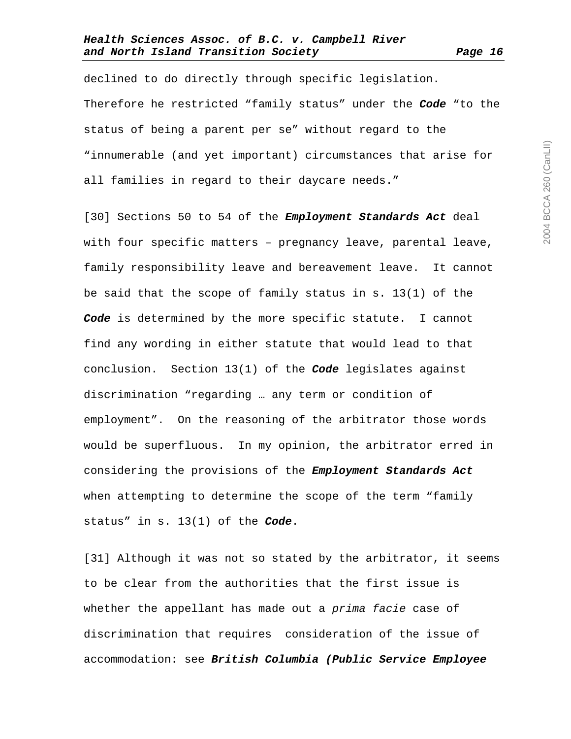declined to do directly through specific legislation. Therefore he restricted “family status” under the ***Code*** “to the status of being a parent per se” without regard to the “innumerable (and yet important) circumstances that arise for all families in regard to their daycare needs.”

[30] Sections 50 to 54 of the ***Employment Standards Act*** deal with four specific matters – pregnancy leave, parental leave, family responsibility leave and bereavement leave. It cannot be said that the scope of family status in s. 13(1) of the ***Code*** is determined by the more specific statute. I cannot find any wording in either statute that would lead to that conclusion. Section 13(1) of the ***Code*** legislates against discrimination “regarding … any term or condition of employment”. On the reasoning of the arbitrator those words would be superfluous. In my opinion, the arbitrator erred in considering the provisions of the ***Employment Standards Act*** when attempting to determine the scope of the term “family status” in s. 13(1) of the ***Code***.

[31] Although it was not so stated by the arbitrator, it seems to be clear from the authorities that the first issue is whether the appellant has made out a *prima facie* case of discrimination that requires consideration of the issue of accommodation: see ***British Columbia (Public Service Employee***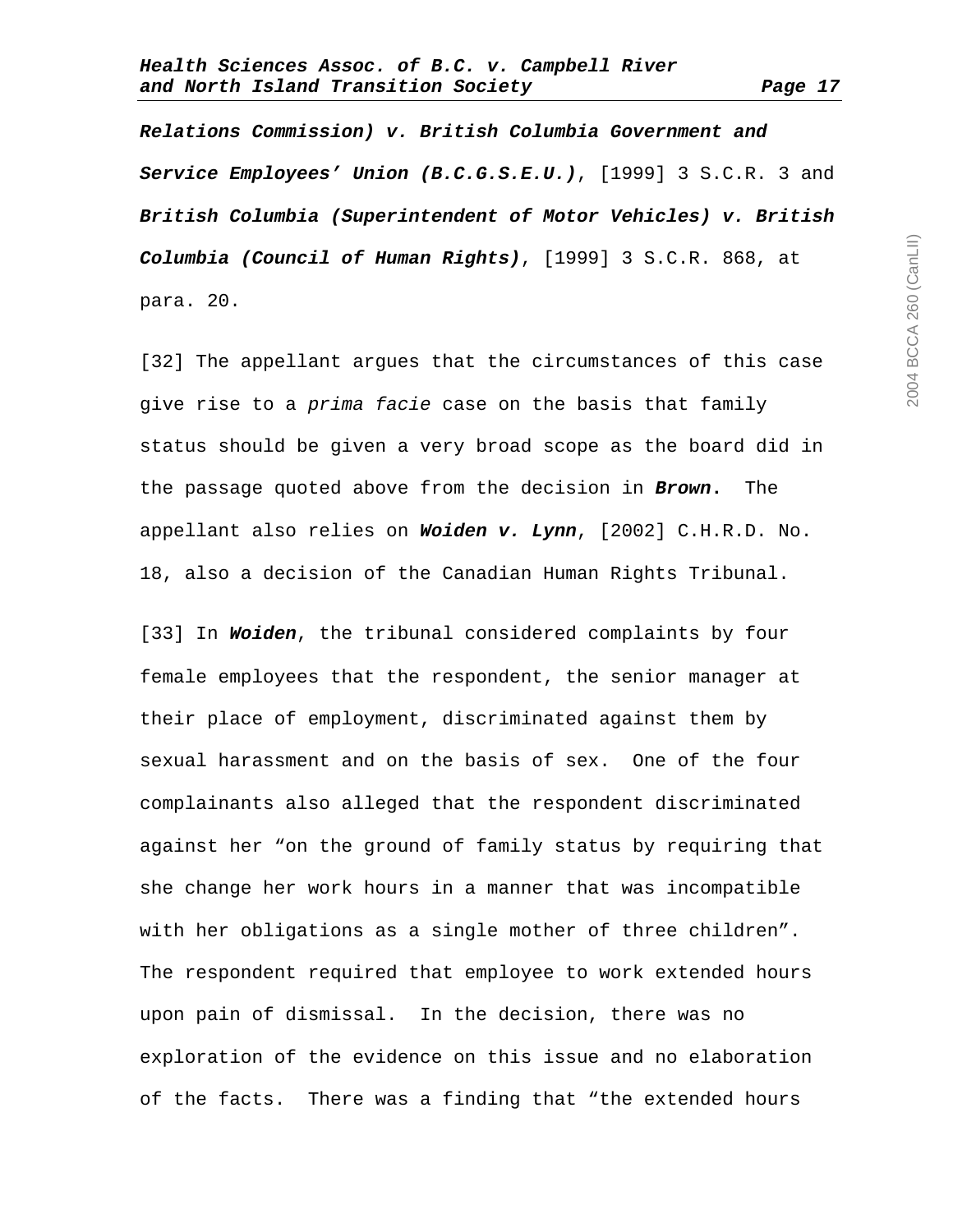***Relations Commission) v. British Columbia Government and Service Employees' Union (B.C.G.S.E.U.)***, [1999] 3 S.C.R. 3 and ***British Columbia (Superintendent of Motor Vehicles) v. British Columbia (Council of Human Rights)***, [1999] 3 S.C.R. 868, at para. 20.

[32] The appellant argues that the circumstances of this case give rise to a *prima facie* case on the basis that family status should be given a very broad scope as the board did in the passage quoted above from the decision in ***Brown***. The appellant also relies on ***Woiden v. Lynn***, [2002] C.H.R.D. No. 18, also a decision of the Canadian Human Rights Tribunal.

[33] In ***Woiden***, the tribunal considered complaints by four female employees that the respondent, the senior manager at their place of employment, discriminated against them by sexual harassment and on the basis of sex. One of the four complainants also alleged that the respondent discriminated against her "on the ground of family status by requiring that she change her work hours in a manner that was incompatible with her obligations as a single mother of three children". The respondent required that employee to work extended hours upon pain of dismissal. In the decision, there was no exploration of the evidence on this issue and no elaboration of the facts. There was a finding that "the extended hours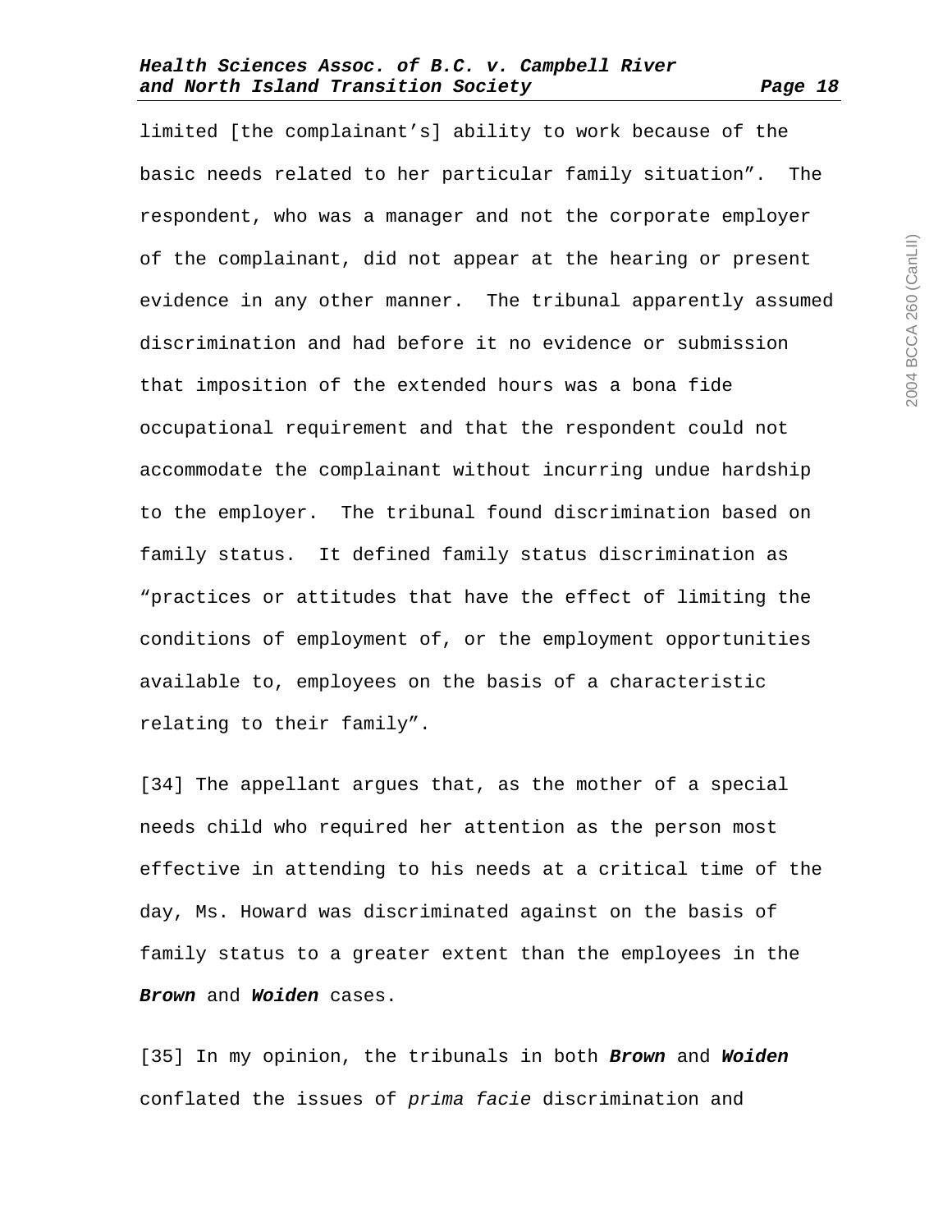limited [the complainant's] ability to work because of the basic needs related to her particular family situation". The respondent, who was a manager and not the corporate employer of the complainant, did not appear at the hearing or present evidence in any other manner. The tribunal apparently assumed discrimination and had before it no evidence or submission that imposition of the extended hours was a bona fide occupational requirement and that the respondent could not accommodate the complainant without incurring undue hardship to the employer. The tribunal found discrimination based on family status. It defined family status discrimination as "practices or attitudes that have the effect of limiting the conditions of employment of, or the employment opportunities available to, employees on the basis of a characteristic relating to their family".

[34] The appellant argues that, as the mother of a special needs child who required her attention as the person most effective in attending to his needs at a critical time of the day, Ms. Howard was discriminated against on the basis of family status to a greater extent than the employees in the ***Brown*** and ***Woiden*** cases.

[35] In my opinion, the tribunals in both ***Brown*** and ***Woiden*** conflated the issues of *prima facie* discrimination and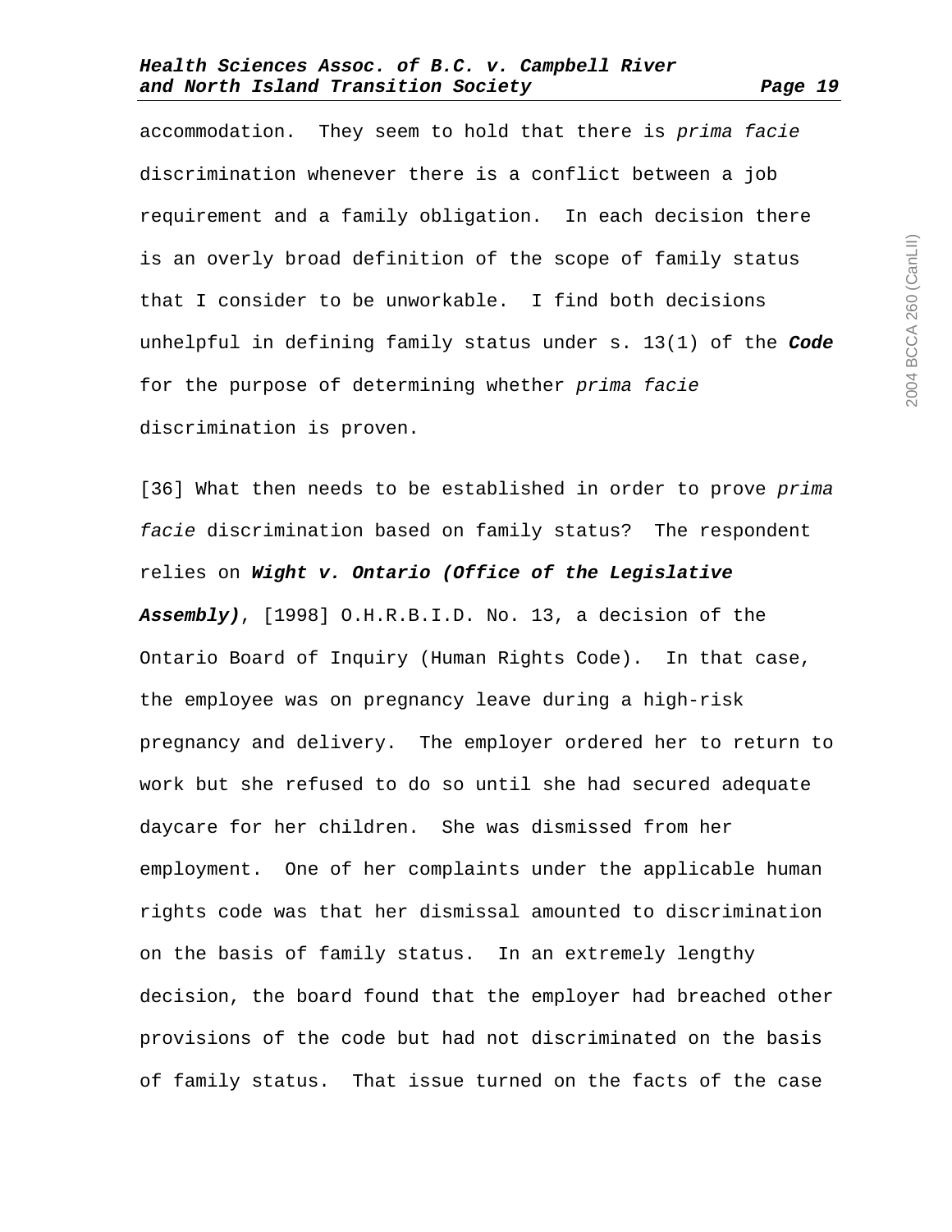accommodation. They seem to hold that there is *prima facie* discrimination whenever there is a conflict between a job requirement and a family obligation. In each decision there is an overly broad definition of the scope of family status that I consider to be unworkable. I find both decisions unhelpful in defining family status under s. 13(1) of the ***Code*** for the purpose of determining whether *prima facie* discrimination is proven.

[36] What then needs to be established in order to prove *prima facie* discrimination based on family status? The respondent relies on ***Wight v. Ontario (Office of the Legislative Assembly)***, [1998] O.H.R.B.I.D. No. 13, a decision of the Ontario Board of Inquiry (Human Rights Code). In that case, the employee was on pregnancy leave during a high-risk pregnancy and delivery. The employer ordered her to return to work but she refused to do so until she had secured adequate daycare for her children. She was dismissed from her employment. One of her complaints under the applicable human rights code was that her dismissal amounted to discrimination on the basis of family status. In an extremely lengthy decision, the board found that the employer had breached other provisions of the code but had not discriminated on the basis of family status. That issue turned on the facts of the case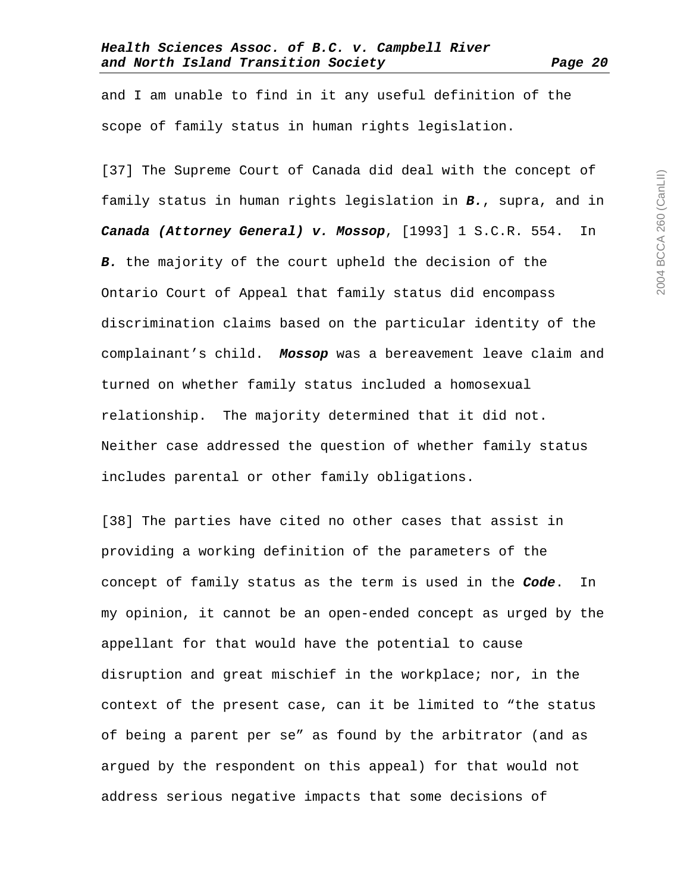and I am unable to find in it any useful definition of the scope of family status in human rights legislation.

[37] The Supreme Court of Canada did deal with the concept of family status in human rights legislation in ***B.***, supra, and in ***Canada (Attorney General) v. Mossop***, [1993] 1 S.C.R. 554. In ***B.*** the majority of the court upheld the decision of the Ontario Court of Appeal that family status did encompass discrimination claims based on the particular identity of the complainant's child. ***Mossop*** was a bereavement leave claim and turned on whether family status included a homosexual relationship. The majority determined that it did not. Neither case addressed the question of whether family status includes parental or other family obligations.

[38] The parties have cited no other cases that assist in providing a working definition of the parameters of the concept of family status as the term is used in the ***Code***. In my opinion, it cannot be an open-ended concept as urged by the appellant for that would have the potential to cause disruption and great mischief in the workplace; nor, in the context of the present case, can it be limited to "the status of being a parent per se" as found by the arbitrator (and as argued by the respondent on this appeal) for that would not address serious negative impacts that some decisions of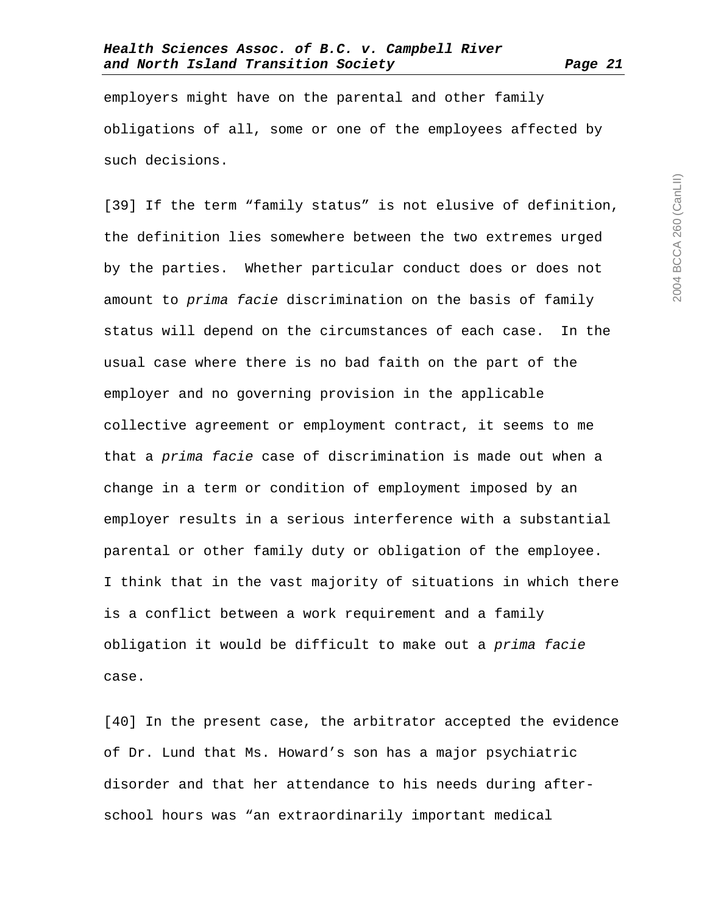employers might have on the parental and other family obligations of all, some or one of the employees affected by such decisions.

[39] If the term “family status” is not elusive of definition, the definition lies somewhere between the two extremes urged by the parties. Whether particular conduct does or does not amount to *prima facie* discrimination on the basis of family status will depend on the circumstances of each case. In the usual case where there is no bad faith on the part of the employer and no governing provision in the applicable collective agreement or employment contract, it seems to me that a *prima facie* case of discrimination is made out when a change in a term or condition of employment imposed by an employer results in a serious interference with a substantial parental or other family duty or obligation of the employee. I think that in the vast majority of situations in which there is a conflict between a work requirement and a family obligation it would be difficult to make out a *prima facie* case.

[40] In the present case, the arbitrator accepted the evidence of Dr. Lund that Ms. Howard’s son has a major psychiatric disorder and that her attendance to his needs during after-school hours was “an extraordinarily important medical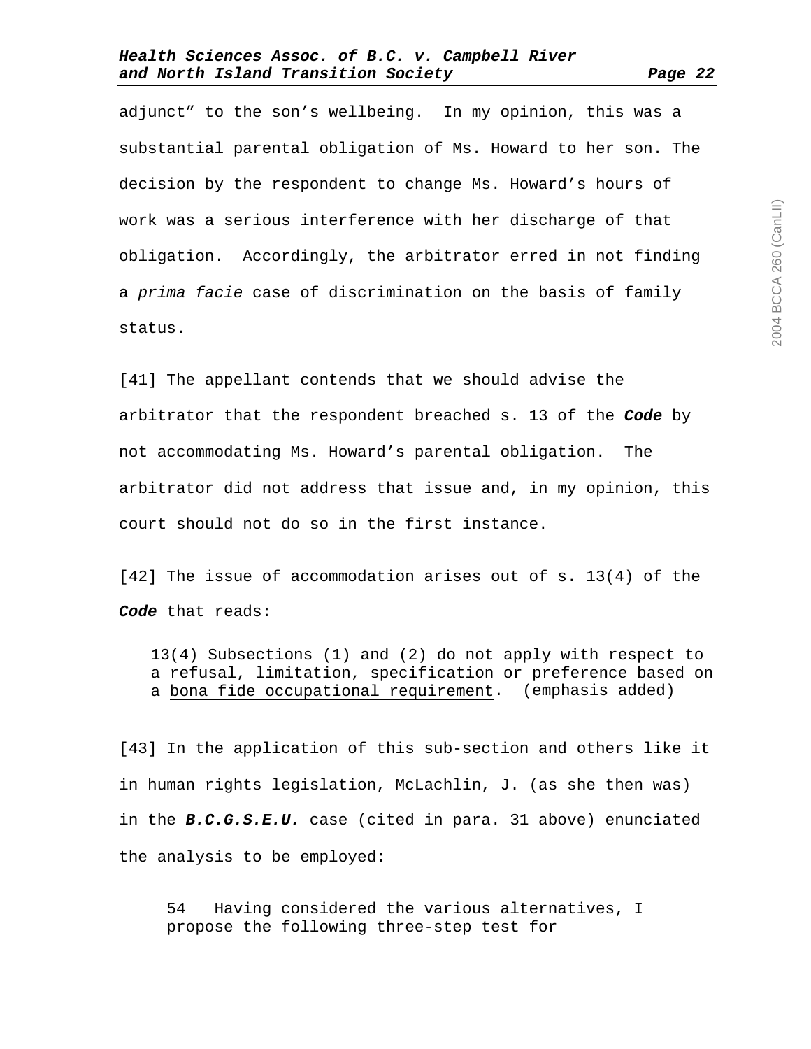adjunct” to the son’s wellbeing. In my opinion, this was a substantial parental obligation of Ms. Howard to her son. The decision by the respondent to change Ms. Howard’s hours of work was a serious interference with her discharge of that obligation. Accordingly, the arbitrator erred in not finding a *prima facie* case of discrimination on the basis of family status.

[41] The appellant contends that we should advise the arbitrator that the respondent breached s. 13 of the ***Code*** by not accommodating Ms. Howard’s parental obligation. The arbitrator did not address that issue and, in my opinion, this court should not do so in the first instance.

[42] The issue of accommodation arises out of s. 13(4) of the ***Code*** that reads:

> 13(4) Subsections (1) and (2) do not apply with respect to a refusal, limitation, specification or preference based on a <u>bona fide occupational requirement</u>. (emphasis added)

[43] In the application of this sub-section and others like it in human rights legislation, McLachlin, J. (as she then was) in the ***B.C.G.S.E.U.*** case (cited in para. 31 above) enunciated the analysis to be employed:

> 54 Having considered the various alternatives, I propose the following three-step test for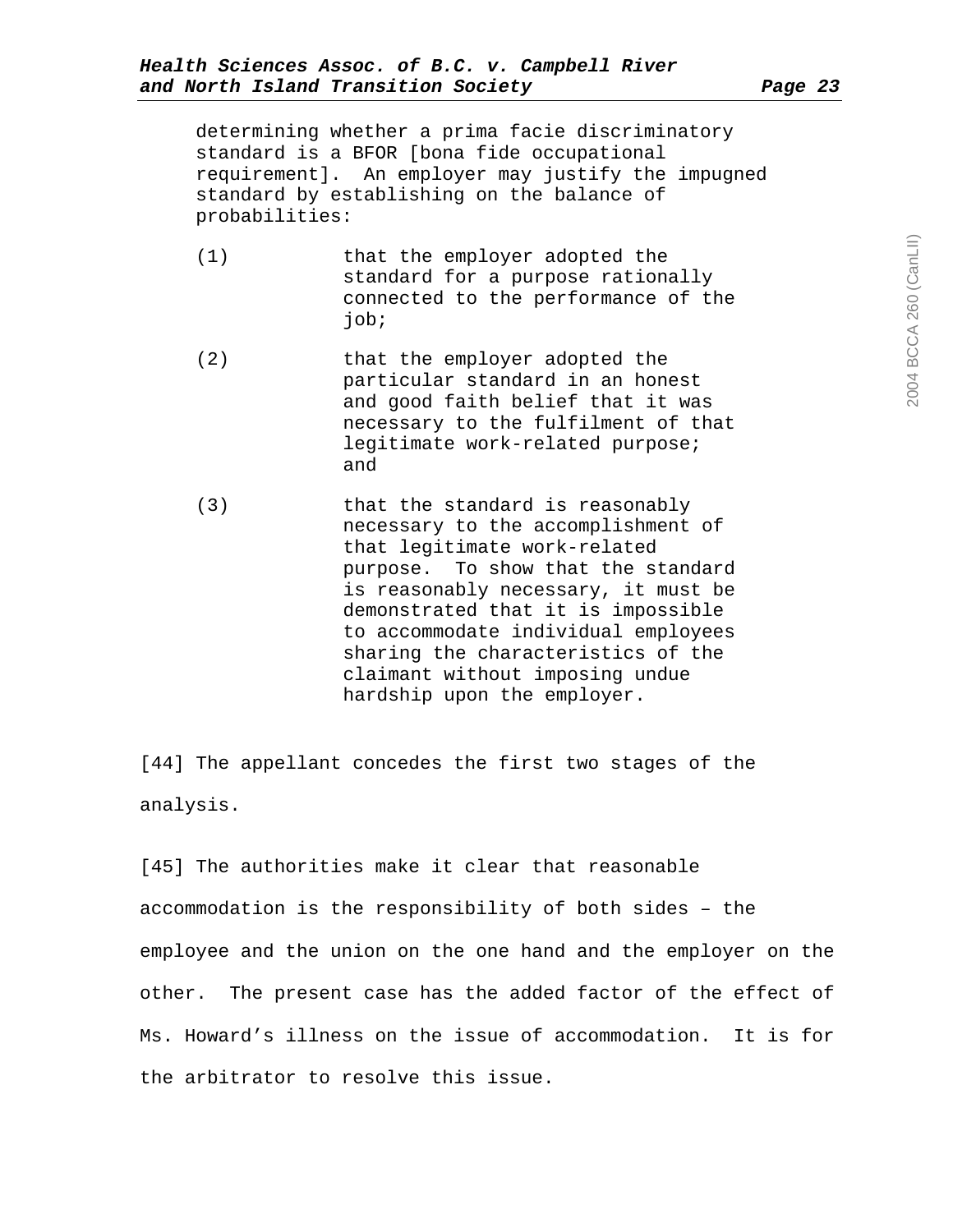> determining whether a prima facie discriminatory standard is a BFOR [bona fide occupational requirement]. An employer may justify the impugned standard by establishing on the balance of probabilities:
>
> (1) that the employer adopted the standard for a purpose rationally connected to the performance of the job;
>
> (2) that the employer adopted the particular standard in an honest and good faith belief that it was necessary to the fulfilment of that legitimate work-related purpose; and
>
> (3) that the standard is reasonably necessary to the accomplishment of that legitimate work-related purpose. To show that the standard is reasonably necessary, it must be demonstrated that it is impossible to accommodate individual employees sharing the characteristics of the claimant without imposing undue hardship upon the employer.

[44] The appellant concedes the first two stages of the analysis.

[45] The authorities make it clear that reasonable accommodation is the responsibility of both sides – the employee and the union on the one hand and the employer on the other. The present case has the added factor of the effect of Ms. Howard's illness on the issue of accommodation. It is for the arbitrator to resolve this issue.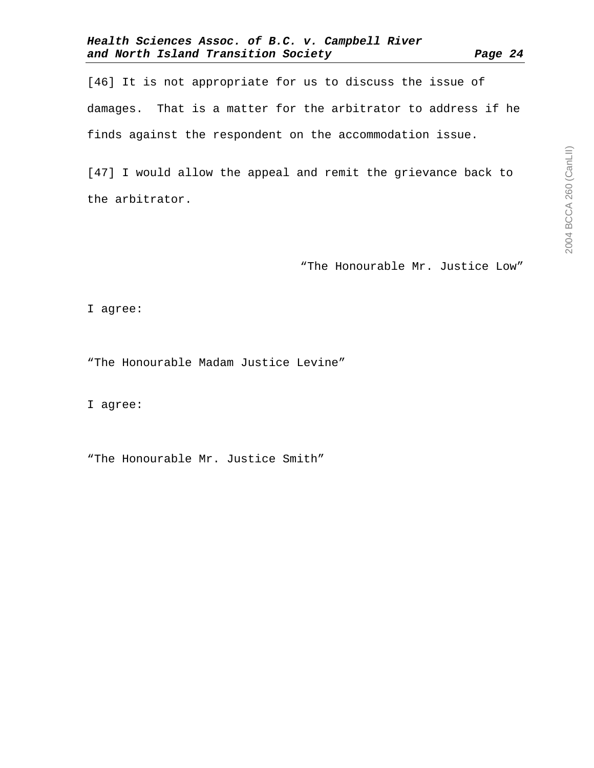[46] It is not appropriate for us to discuss the issue of damages. That is a matter for the arbitrator to address if he finds against the respondent on the accommodation issue.

[47] I would allow the appeal and remit the grievance back to the arbitrator.

"The Honourable Mr. Justice Low"

I agree:

"The Honourable Madam Justice Levine"

I agree:

"The Honourable Mr. Justice Smith"